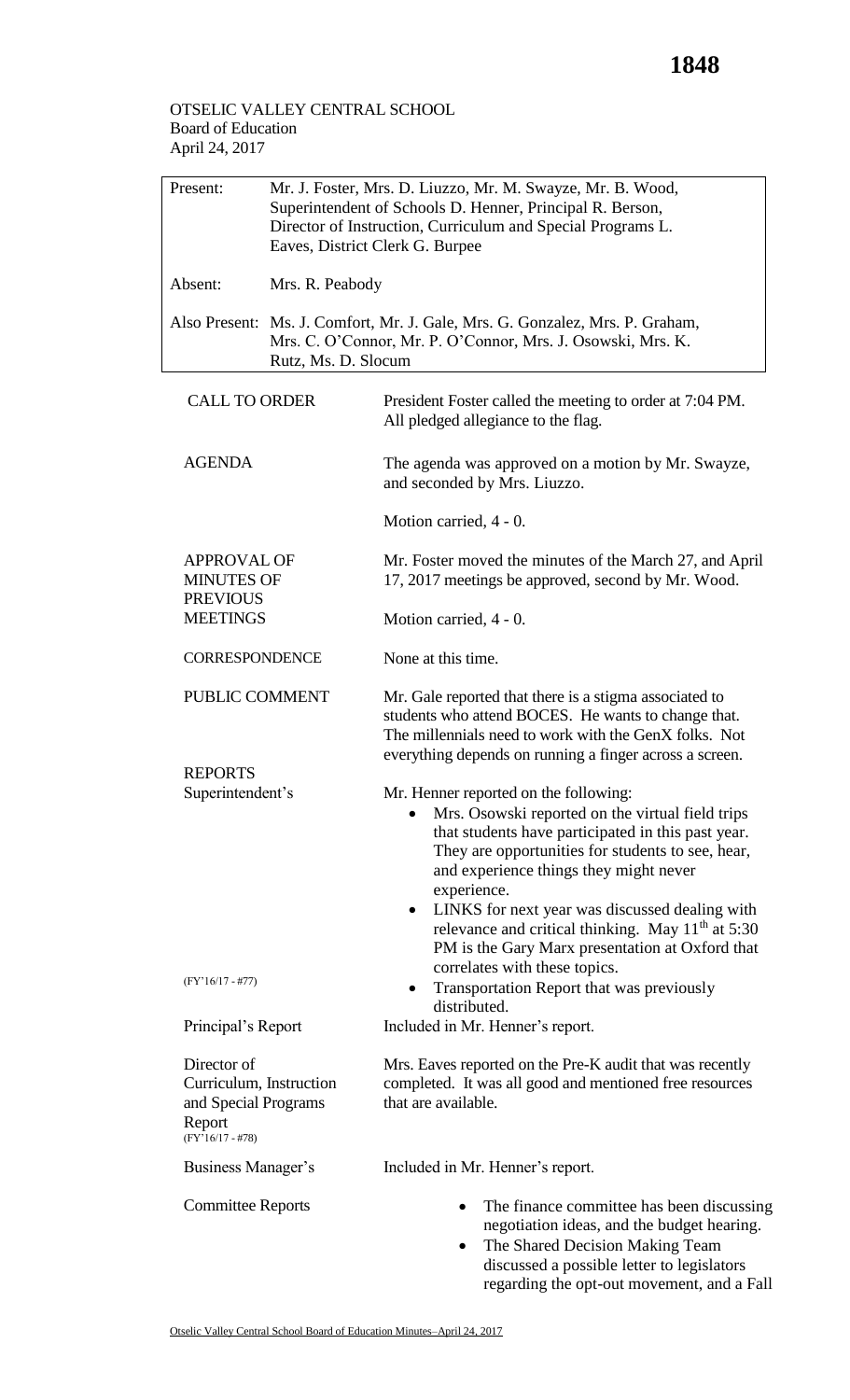OTSELIC VALLEY CENTRAL SCHOOL
Board of Education
April 24, 2017

| | |
|---|---|
| Present: | Mr. J. Foster, Mrs. D. Liuzzo, Mr. M. Swayze, Mr. B. Wood, Superintendent of Schools D. Henner, Principal R. Berson, Director of Instruction, Curriculum and Special Programs L. Eaves, District Clerk G. Burpee |
| Absent: | Mrs. R. Peabody |
| Also Present: | Ms. J. Comfort, Mr. J. Gale, Mrs. G. Gonzalez, Mrs. P. Graham, Mrs. C. O'Connor, Mr. P. O'Connor, Mrs. J. Osowski, Mrs. K. Rutz, Ms. D. Slocum |

**CALL TO ORDER**

President Foster called the meeting to order at 7:04 PM. All pledged allegiance to the flag.

**AGENDA**

The agenda was approved on a motion by Mr. Swayze, and seconded by Mrs. Liuzzo.

Motion carried, 4 - 0.

**APPROVAL OF MINUTES OF PREVIOUS MEETINGS**

Mr. Foster moved the minutes of the March 27, and April 17, 2017 meetings be approved, second by Mr. Wood.

Motion carried, 4 - 0.

**CORRESPONDENCE**

None at this time.

**PUBLIC COMMENT**

Mr. Gale reported that there is a stigma associated to students who attend BOCES. He wants to change that. The millennials need to work with the GenX folks. Not everything depends on running a finger across a screen.

**REPORTS**

**Superintendent's**

(FY'16/17 - #77)

Mr. Henner reported on the following:

- Mrs. Osowski reported on the virtual field trips that students have participated in this past year. They are opportunities for students to see, hear, and experience things they might never experience.
- LINKS for next year was discussed dealing with relevance and critical thinking. May 11th at 5:30 PM is the Gary Marx presentation at Oxford that correlates with these topics.
- Transportation Report that was previously distributed.

**Principal's Report**

Included in Mr. Henner's report.

**Director of Curriculum, Instruction and Special Programs Report**

(FY'16/17 - #78)

Mrs. Eaves reported on the Pre-K audit that was recently completed. It was all good and mentioned free resources that are available.

**Business Manager's**

Included in Mr. Henner's report.

**Committee Reports**

- The finance committee has been discussing negotiation ideas, and the budget hearing.
- The Shared Decision Making Team discussed a possible letter to legislators regarding the opt-out movement, and a Fall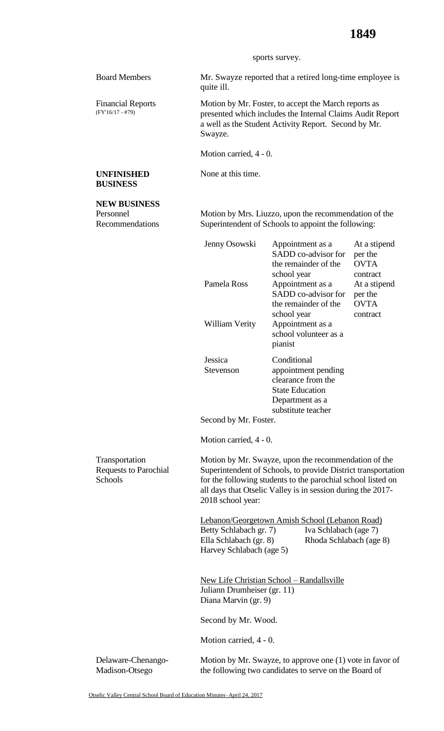sports survey.

**Board Members**

Mr. Swayze reported that a retired long-time employee is quite ill.

**Financial Reports** (FY'16/17 - #79)

Motion by Mr. Foster, to accept the March reports as presented which includes the Internal Claims Audit Report a well as the Student Activity Report. Second by Mr. Swayze.

Motion carried, 4 - 0.

## UNFINISHED BUSINESS

None at this time.

## NEW BUSINESS

**Personnel Recommendations**

Motion by Mrs. Liuzzo, upon the recommendation of the Superintendent of Schools to appoint the following:

| Name | Appointment | Compensation |
|---|---|---|
| Jenny Osowski | Appointment as a SADD co-advisor for the remainder of the school year | At a stipend per the OVTA contract |
| Pamela Ross | Appointment as a SADD co-advisor for the remainder of the school year | At a stipend per the OVTA contract |
| William Verity | Appointment as a school volunteer as a pianist | |
| Jessica Stevenson | Conditional appointment pending clearance from the State Education Department as a substitute teacher | |

Second by Mr. Foster.

Motion carried, 4 - 0.

**Transportation Requests to Parochial Schools**

Motion by Mr. Swayze, upon the recommendation of the Superintendent of Schools, to provide District transportation for the following students to the parochial school listed on all days that Otselic Valley is in session during the 2017-2018 school year:

Lebanon/Georgetown Amish School (Lebanon Road)

- Betty Schlabach gr. 7)
- Iva Schlabach (age 7)
- Ella Schlabach (gr. 8)
- Rhoda Schlabach (age 8)
- Harvey Schlabach (age 5)

New Life Christian School – Randallsville

- Juliann Drumheiser (gr. 11)
- Diana Marvin (gr. 9)

Second by Mr. Wood.

Motion carried, 4 - 0.

**Delaware-Chenango-Madison-Otsego**

Motion by Mr. Swayze, to approve one (1) vote in favor of the following two candidates to serve on the Board of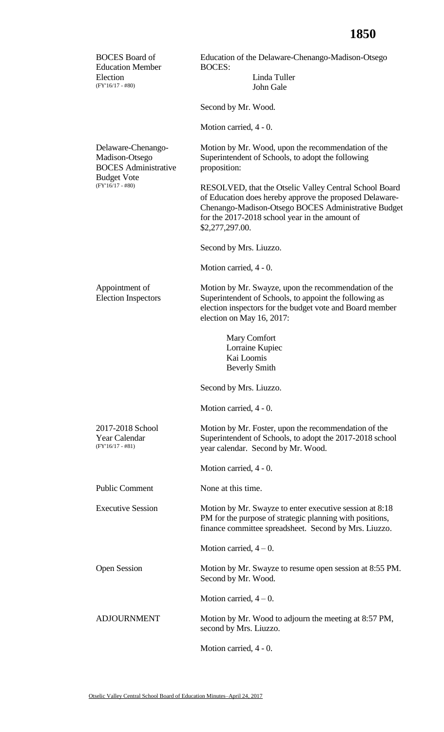**BOCES Board of Education Member Election** (FY'16/17 - #80)

Education of the Delaware-Chenango-Madison-Otsego BOCES:

Linda Tuller
John Gale

Second by Mr. Wood.

Motion carried, 4 - 0.

**Delaware-Chenango-Madison-Otsego BOCES Administrative Budget Vote** (FY'16/17 - #80)

Motion by Mr. Wood, upon the recommendation of the Superintendent of Schools, to adopt the following proposition:

RESOLVED, that the Otselic Valley Central School Board of Education does hereby approve the proposed Delaware-Chenango-Madison-Otsego BOCES Administrative Budget for the 2017-2018 school year in the amount of $2,277,297.00.

Second by Mrs. Liuzzo.

Motion carried, 4 - 0.

**Appointment of Election Inspectors**

Motion by Mr. Swayze, upon the recommendation of the Superintendent of Schools, to appoint the following as election inspectors for the budget vote and Board member election on May 16, 2017:

Mary Comfort
Lorraine Kupiec
Kai Loomis
Beverly Smith

Second by Mrs. Liuzzo.

Motion carried, 4 - 0.

**2017-2018 School Year Calendar** (FY'16/17 - #81)

Motion by Mr. Foster, upon the recommendation of the Superintendent of Schools, to adopt the 2017-2018 school year calendar. Second by Mr. Wood.

Motion carried, 4 - 0.

**Public Comment**

None at this time.

**Executive Session**

Motion by Mr. Swayze to enter executive session at 8:18 PM for the purpose of strategic planning with positions, finance committee spreadsheet. Second by Mrs. Liuzzo.

Motion carried, 4 – 0.

**Open Session**

Motion by Mr. Swayze to resume open session at 8:55 PM. Second by Mr. Wood.

Motion carried, 4 – 0.

**ADJOURNMENT**

Motion by Mr. Wood to adjourn the meeting at 8:57 PM, second by Mrs. Liuzzo.

Motion carried, 4 - 0.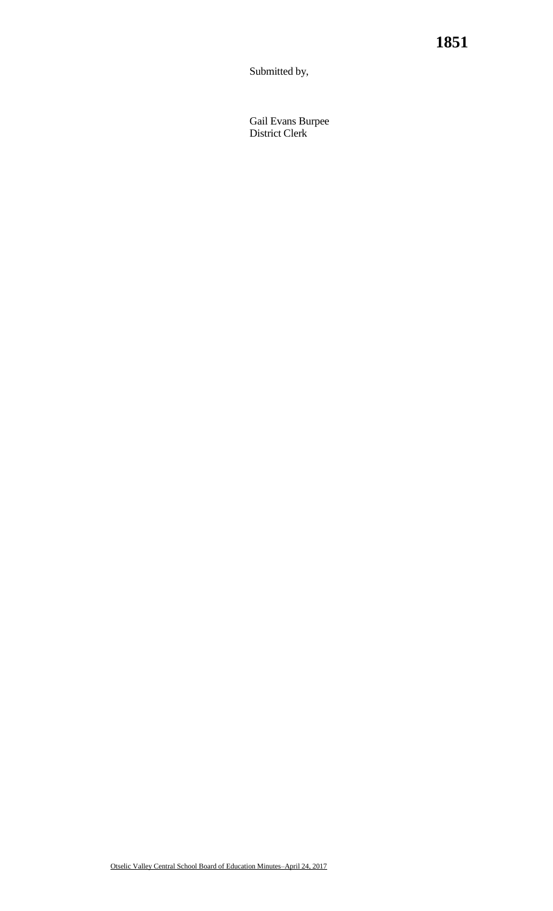Submitted by,

Gail Evans Burpee
District Clerk